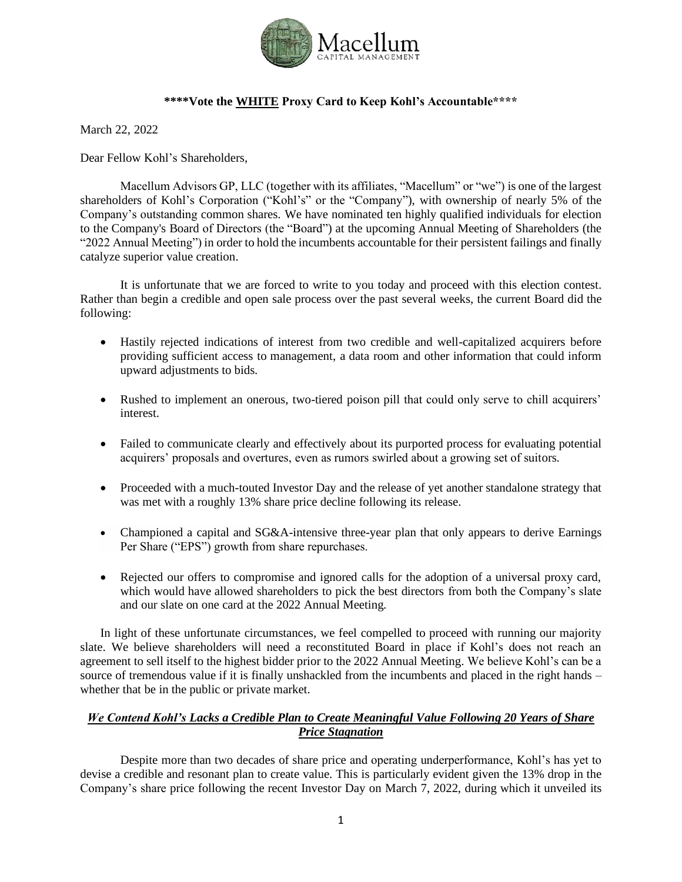**\*\*\*\*Vote the WHITE Proxy Card to Keep Kohl's Accountable\*\*\*\***

March 22, 2022

Dear Fellow Kohl's Shareholders,

Macellum Advisors GP, LLC (together with its affiliates, "Macellum" or "we") is one of the largest shareholders of Kohl's Corporation ("Kohl's" or the "Company"), with ownership of nearly 5% of the Company's outstanding common shares. We have nominated ten highly qualified individuals for election to the Company's Board of Directors (the "Board") at the upcoming Annual Meeting of Shareholders (the "2022 Annual Meeting") in order to hold the incumbents accountable for their persistent failings and finally catalyze superior value creation.

It is unfortunate that we are forced to write to you today and proceed with this election contest. Rather than begin a credible and open sale process over the past several weeks, the current Board did the following:

- Hastily rejected indications of interest from two credible and well-capitalized acquirers before providing sufficient access to management, a data room and other information that could inform upward adjustments to bids.
- Rushed to implement an onerous, two-tiered poison pill that could only serve to chill acquirers' interest.
- Failed to communicate clearly and effectively about its purported process for evaluating potential acquirers' proposals and overtures, even as rumors swirled about a growing set of suitors.
- Proceeded with a much-touted Investor Day and the release of yet another standalone strategy that was met with a roughly 13% share price decline following its release.
- Championed a capital and SG&A-intensive three-year plan that only appears to derive Earnings Per Share ("EPS") growth from share repurchases.
- Rejected our offers to compromise and ignored calls for the adoption of a universal proxy card, which would have allowed shareholders to pick the best directors from both the Company's slate and our slate on one card at the 2022 Annual Meeting.

In light of these unfortunate circumstances, we feel compelled to proceed with running our majority slate. We believe shareholders will need a reconstituted Board in place if Kohl's does not reach an agreement to sell itself to the highest bidder prior to the 2022 Annual Meeting. We believe Kohl's can be a source of tremendous value if it is finally unshackled from the incumbents and placed in the right hands – whether that be in the public or private market.

***We Contend Kohl's Lacks a Credible Plan to Create Meaningful Value Following 20 Years of Share Price Stagnation***

Despite more than two decades of share price and operating underperformance, Kohl's has yet to devise a credible and resonant plan to create value. This is particularly evident given the 13% drop in the Company's share price following the recent Investor Day on March 7, 2022, during which it unveiled its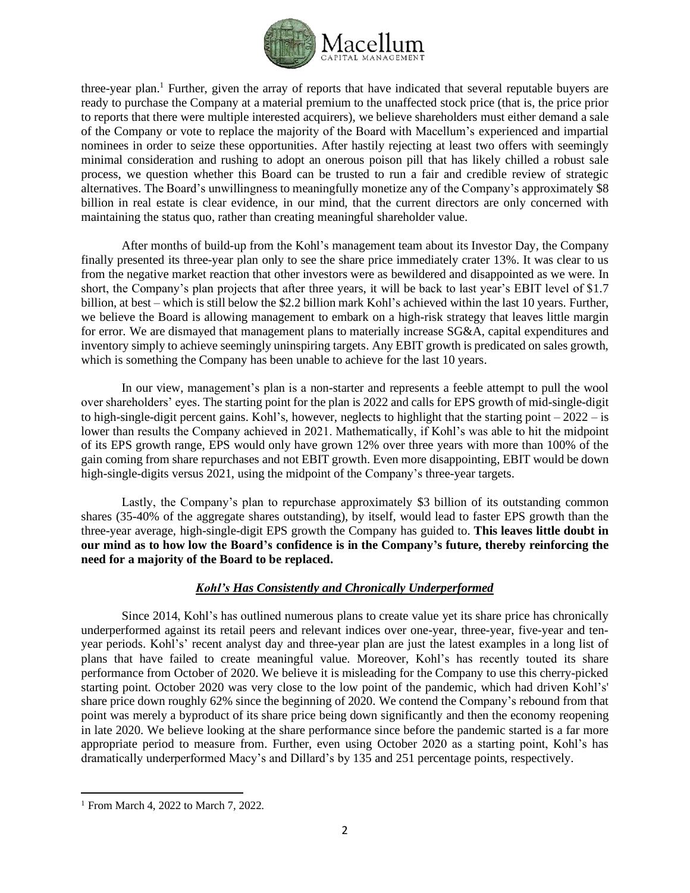three-year plan.[1] Further, given the array of reports that have indicated that several reputable buyers are ready to purchase the Company at a material premium to the unaffected stock price (that is, the price prior to reports that there were multiple interested acquirers), we believe shareholders must either demand a sale of the Company or vote to replace the majority of the Board with Macellum's experienced and impartial nominees in order to seize these opportunities. After hastily rejecting at least two offers with seemingly minimal consideration and rushing to adopt an onerous poison pill that has likely chilled a robust sale process, we question whether this Board can be trusted to run a fair and credible review of strategic alternatives. The Board's unwillingness to meaningfully monetize any of the Company's approximately $8 billion in real estate is clear evidence, in our mind, that the current directors are only concerned with maintaining the status quo, rather than creating meaningful shareholder value.

After months of build-up from the Kohl's management team about its Investor Day, the Company finally presented its three-year plan only to see the share price immediately crater 13%. It was clear to us from the negative market reaction that other investors were as bewildered and disappointed as we were. In short, the Company's plan projects that after three years, it will be back to last year's EBIT level of $1.7 billion, at best – which is still below the $2.2 billion mark Kohl's achieved within the last 10 years. Further, we believe the Board is allowing management to embark on a high-risk strategy that leaves little margin for error. We are dismayed that management plans to materially increase SG&A, capital expenditures and inventory simply to achieve seemingly uninspiring targets. Any EBIT growth is predicated on sales growth, which is something the Company has been unable to achieve for the last 10 years.

In our view, management's plan is a non-starter and represents a feeble attempt to pull the wool over shareholders' eyes. The starting point for the plan is 2022 and calls for EPS growth of mid-single-digit to high-single-digit percent gains. Kohl's, however, neglects to highlight that the starting point – 2022 – is lower than results the Company achieved in 2021. Mathematically, if Kohl's was able to hit the midpoint of its EPS growth range, EPS would only have grown 12% over three years with more than 100% of the gain coming from share repurchases and not EBIT growth. Even more disappointing, EBIT would be down high-single-digits versus 2021, using the midpoint of the Company's three-year targets.

Lastly, the Company's plan to repurchase approximately $3 billion of its outstanding common shares (35-40% of the aggregate shares outstanding), by itself, would lead to faster EPS growth than the three-year average, high-single-digit EPS growth the Company has guided to. **This leaves little doubt in our mind as to how low the Board's confidence is in the Company's future, thereby reinforcing the need for a majority of the Board to be replaced.**

### ***Kohl's Has Consistently and Chronically Underperformed***

Since 2014, Kohl's has outlined numerous plans to create value yet its share price has chronically underperformed against its retail peers and relevant indices over one-year, three-year, five-year and ten-year periods. Kohl's' recent analyst day and three-year plan are just the latest examples in a long list of plans that have failed to create meaningful value. Moreover, Kohl's has recently touted its share performance from October of 2020. We believe it is misleading for the Company to use this cherry-picked starting point. October 2020 was very close to the low point of the pandemic, which had driven Kohl's' share price down roughly 62% since the beginning of 2020. We contend the Company's rebound from that point was merely a byproduct of its share price being down significantly and then the economy reopening in late 2020. We believe looking at the share performance since before the pandemic started is a far more appropriate period to measure from. Further, even using October 2020 as a starting point, Kohl's has dramatically underperformed Macy's and Dillard's by 135 and 251 percentage points, respectively.

---

[1] From March 4, 2022 to March 7, 2022.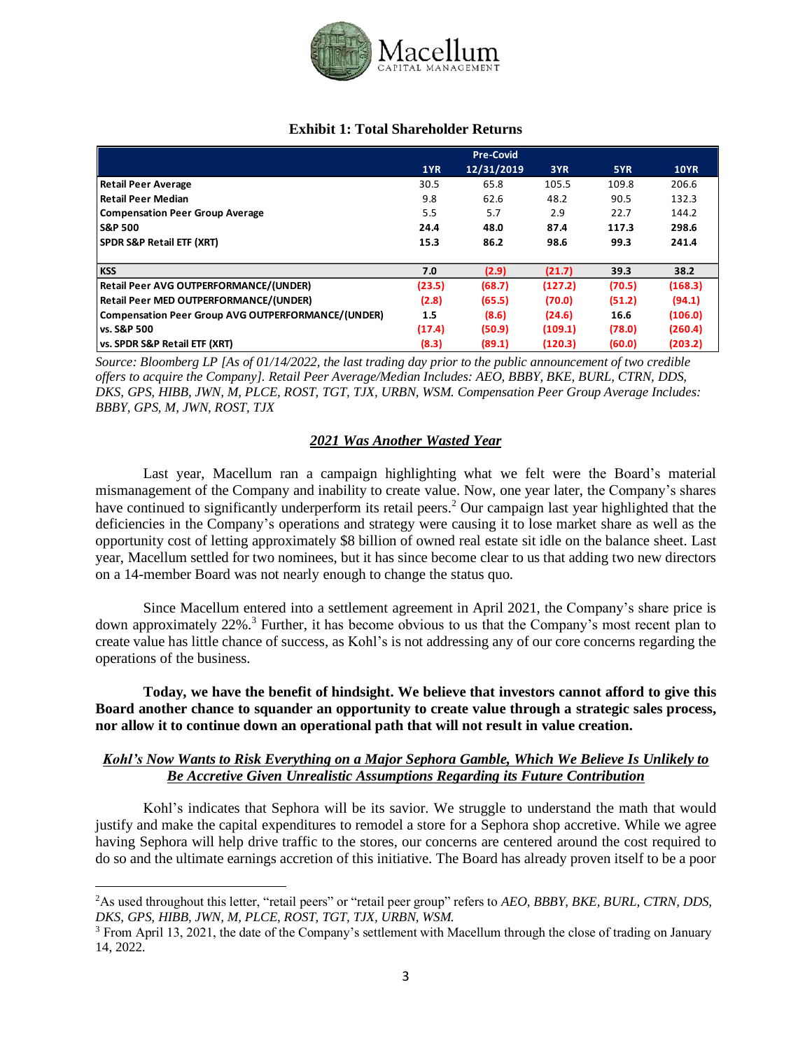**Exhibit 1: Total Shareholder Returns**

| | 1YR | Pre-Covid 12/31/2019 | 3YR | 5YR | 10YR |
|---|---|---|---|---|---|
| **Retail Peer Average** | 30.5 | 65.8 | 105.5 | 109.8 | 206.6 |
| **Retail Peer Median** | 9.8 | 62.6 | 48.2 | 90.5 | 132.3 |
| **Compensation Peer Group Average** | 5.5 | 5.7 | 2.9 | 22.7 | 144.2 |
| **S&P 500** | **24.4** | **48.0** | **87.4** | **117.3** | **298.6** |
| **SPDR S&P Retail ETF (XRT)** | **15.3** | **86.2** | **98.6** | **99.3** | **241.4** |
| | | | | | |
| **KSS** | **7.0** | **(2.9)** | **(21.7)** | **39.3** | **38.2** |
| **Retail Peer AVG OUTPERFORMANCE/(UNDER)** | **(23.5)** | **(68.7)** | **(127.2)** | **(70.5)** | **(168.3)** |
| **Retail Peer MED OUTPERFORMANCE/(UNDER)** | **(2.8)** | **(65.5)** | **(70.0)** | **(51.2)** | **(94.1)** |
| **Compensation Peer Group AVG OUTPERFORMANCE/(UNDER)** | **1.5** | **(8.6)** | **(24.6)** | **16.6** | **(106.0)** |
| **vs. S&P 500** | **(17.4)** | **(50.9)** | **(109.1)** | **(78.0)** | **(260.4)** |
| **vs. SPDR S&P Retail ETF (XRT)** | **(8.3)** | **(89.1)** | **(120.3)** | **(60.0)** | **(203.2)** |

*Source: Bloomberg LP [As of 01/14/2022, the last trading day prior to the public announcement of two credible offers to acquire the Company]. Retail Peer Average/Median Includes: AEO, BBBY, BKE, BURL, CTRN, DDS, DKS, GPS, HIBB, JWN, M, PLCE, ROST, TGT, TJX, URBN, WSM. Compensation Peer Group Average Includes: BBBY, GPS, M, JWN, ROST, TJX*

***2021 Was Another Wasted Year***

Last year, Macellum ran a campaign highlighting what we felt were the Board's material mismanagement of the Company and inability to create value. Now, one year later, the Company's shares have continued to significantly underperform its retail peers.[2] Our campaign last year highlighted that the deficiencies in the Company's operations and strategy were causing it to lose market share as well as the opportunity cost of letting approximately $8 billion of owned real estate sit idle on the balance sheet. Last year, Macellum settled for two nominees, but it has since become clear to us that adding two new directors on a 14-member Board was not nearly enough to change the status quo.

Since Macellum entered into a settlement agreement in April 2021, the Company's share price is down approximately 22%.[3] Further, it has become obvious to us that the Company's most recent plan to create value has little chance of success, as Kohl's is not addressing any of our core concerns regarding the operations of the business.

**Today, we have the benefit of hindsight. We believe that investors cannot afford to give this Board another chance to squander an opportunity to create value through a strategic sales process, nor allow it to continue down an operational path that will not result in value creation.**

***Kohl's Now Wants to Risk Everything on a Major Sephora Gamble, Which We Believe Is Unlikely to Be Accretive Given Unrealistic Assumptions Regarding its Future Contribution***

Kohl's indicates that Sephora will be its savior. We struggle to understand the math that would justify and make the capital expenditures to remodel a store for a Sephora shop accretive. While we agree having Sephora will help drive traffic to the stores, our concerns are centered around the cost required to do so and the ultimate earnings accretion of this initiative. The Board has already proven itself to be a poor

---

[2] As used throughout this letter, "retail peers" or "retail peer group" refers to *AEO, BBBY, BKE, BURL, CTRN, DDS, DKS, GPS, HIBB, JWN, M, PLCE, ROST, TGT, TJX, URBN, WSM.*

[3] From April 13, 2021, the date of the Company's settlement with Macellum through the close of trading on January 14, 2022.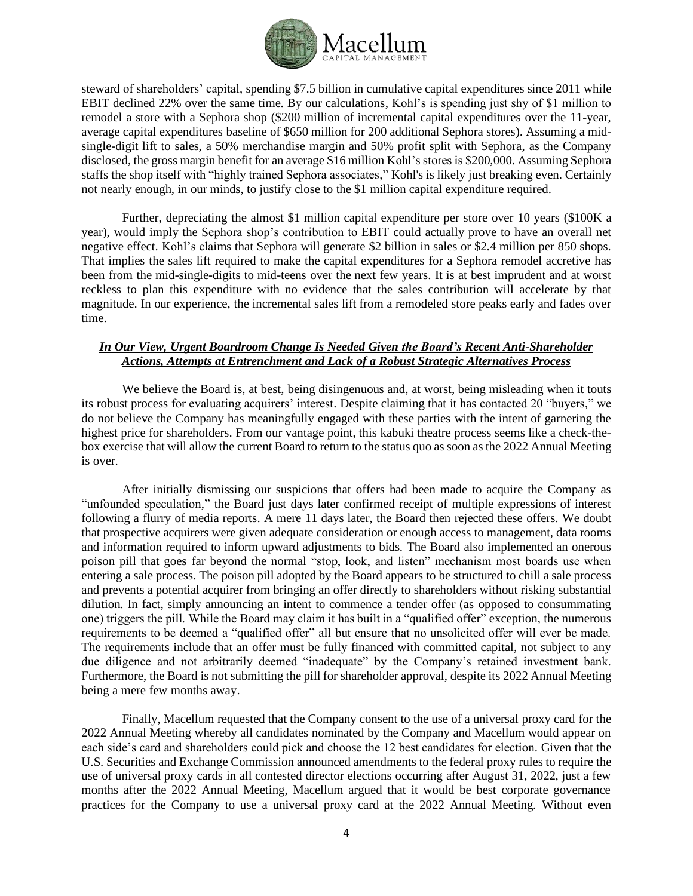steward of shareholders' capital, spending $7.5 billion in cumulative capital expenditures since 2011 while EBIT declined 22% over the same time. By our calculations, Kohl's is spending just shy of $1 million to remodel a store with a Sephora shop ($200 million of incremental capital expenditures over the 11-year, average capital expenditures baseline of $650 million for 200 additional Sephora stores). Assuming a mid-single-digit lift to sales, a 50% merchandise margin and 50% profit split with Sephora, as the Company disclosed, the gross margin benefit for an average $16 million Kohl's stores is $200,000. Assuming Sephora staffs the shop itself with "highly trained Sephora associates," Kohl's is likely just breaking even. Certainly not nearly enough, in our minds, to justify close to the $1 million capital expenditure required.

Further, depreciating the almost $1 million capital expenditure per store over 10 years ($100K a year), would imply the Sephora shop's contribution to EBIT could actually prove to have an overall net negative effect. Kohl's claims that Sephora will generate $2 billion in sales or $2.4 million per 850 shops. That implies the sales lift required to make the capital expenditures for a Sephora remodel accretive has been from the mid-single-digits to mid-teens over the next few years. It is at best imprudent and at worst reckless to plan this expenditure with no evidence that the sales contribution will accelerate by that magnitude. In our experience, the incremental sales lift from a remodeled store peaks early and fades over time.

***In Our View, Urgent Boardroom Change Is Needed Given the Board's Recent Anti-Shareholder Actions, Attempts at Entrenchment and Lack of a Robust Strategic Alternatives Process***

We believe the Board is, at best, being disingenuous and, at worst, being misleading when it touts its robust process for evaluating acquirers' interest. Despite claiming that it has contacted 20 "buyers," we do not believe the Company has meaningfully engaged with these parties with the intent of garnering the highest price for shareholders. From our vantage point, this kabuki theatre process seems like a check-the-box exercise that will allow the current Board to return to the status quo as soon as the 2022 Annual Meeting is over.

After initially dismissing our suspicions that offers had been made to acquire the Company as "unfounded speculation," the Board just days later confirmed receipt of multiple expressions of interest following a flurry of media reports. A mere 11 days later, the Board then rejected these offers. We doubt that prospective acquirers were given adequate consideration or enough access to management, data rooms and information required to inform upward adjustments to bids. The Board also implemented an onerous poison pill that goes far beyond the normal "stop, look, and listen" mechanism most boards use when entering a sale process. The poison pill adopted by the Board appears to be structured to chill a sale process and prevents a potential acquirer from bringing an offer directly to shareholders without risking substantial dilution. In fact, simply announcing an intent to commence a tender offer (as opposed to consummating one) triggers the pill. While the Board may claim it has built in a "qualified offer" exception, the numerous requirements to be deemed a "qualified offer" all but ensure that no unsolicited offer will ever be made. The requirements include that an offer must be fully financed with committed capital, not subject to any due diligence and not arbitrarily deemed "inadequate" by the Company's retained investment bank. Furthermore, the Board is not submitting the pill for shareholder approval, despite its 2022 Annual Meeting being a mere few months away.

Finally, Macellum requested that the Company consent to the use of a universal proxy card for the 2022 Annual Meeting whereby all candidates nominated by the Company and Macellum would appear on each side's card and shareholders could pick and choose the 12 best candidates for election. Given that the U.S. Securities and Exchange Commission announced amendments to the federal proxy rules to require the use of universal proxy cards in all contested director elections occurring after August 31, 2022, just a few months after the 2022 Annual Meeting, Macellum argued that it would be best corporate governance practices for the Company to use a universal proxy card at the 2022 Annual Meeting. Without even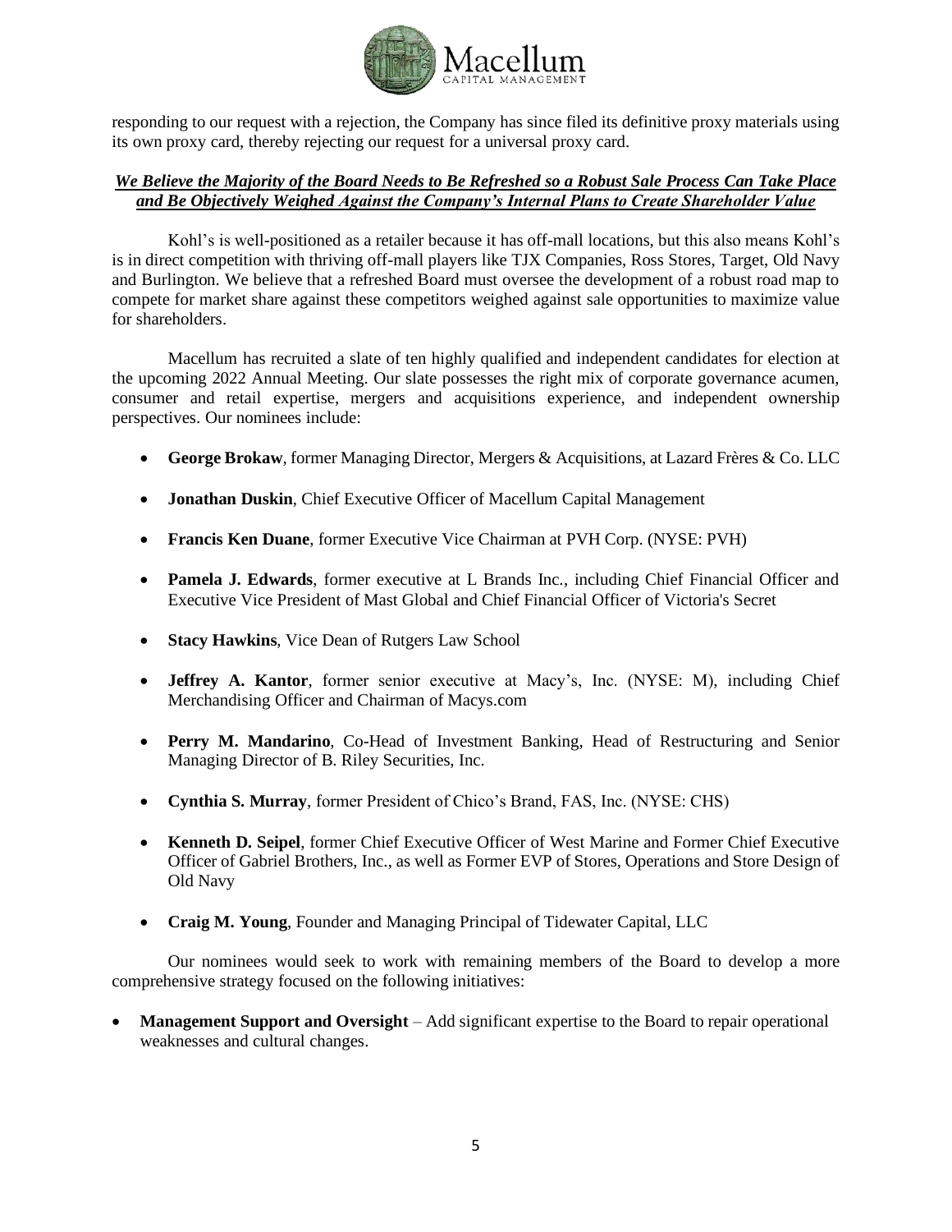responding to our request with a rejection, the Company has since filed its definitive proxy materials using its own proxy card, thereby rejecting our request for a universal proxy card.

***We Believe the Majority of the Board Needs to Be Refreshed so a Robust Sale Process Can Take Place and Be Objectively Weighed Against the Company's Internal Plans to Create Shareholder Value***

Kohl's is well-positioned as a retailer because it has off-mall locations, but this also means Kohl's is in direct competition with thriving off-mall players like TJX Companies, Ross Stores, Target, Old Navy and Burlington. We believe that a refreshed Board must oversee the development of a robust road map to compete for market share against these competitors weighed against sale opportunities to maximize value for shareholders.

Macellum has recruited a slate of ten highly qualified and independent candidates for election at the upcoming 2022 Annual Meeting. Our slate possesses the right mix of corporate governance acumen, consumer and retail expertise, mergers and acquisitions experience, and independent ownership perspectives. Our nominees include:

- **George Brokaw**, former Managing Director, Mergers & Acquisitions, at Lazard Frères & Co. LLC
- **Jonathan Duskin**, Chief Executive Officer of Macellum Capital Management
- **Francis Ken Duane**, former Executive Vice Chairman at PVH Corp. (NYSE: PVH)
- **Pamela J. Edwards**, former executive at L Brands Inc., including Chief Financial Officer and Executive Vice President of Mast Global and Chief Financial Officer of Victoria's Secret
- **Stacy Hawkins**, Vice Dean of Rutgers Law School
- **Jeffrey A. Kantor**, former senior executive at Macy's, Inc. (NYSE: M), including Chief Merchandising Officer and Chairman of Macys.com
- **Perry M. Mandarino**, Co-Head of Investment Banking, Head of Restructuring and Senior Managing Director of B. Riley Securities, Inc.
- **Cynthia S. Murray**, former President of Chico's Brand, FAS, Inc. (NYSE: CHS)
- **Kenneth D. Seipel**, former Chief Executive Officer of West Marine and Former Chief Executive Officer of Gabriel Brothers, Inc., as well as Former EVP of Stores, Operations and Store Design of Old Navy
- **Craig M. Young**, Founder and Managing Principal of Tidewater Capital, LLC

Our nominees would seek to work with remaining members of the Board to develop a more comprehensive strategy focused on the following initiatives:

- **Management Support and Oversight** – Add significant expertise to the Board to repair operational weaknesses and cultural changes.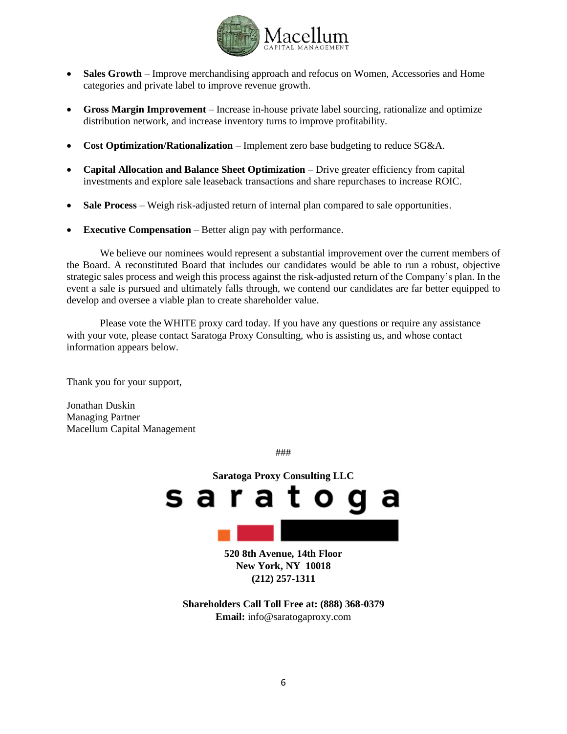- **Sales Growth** – Improve merchandising approach and refocus on Women, Accessories and Home categories and private label to improve revenue growth.

- **Gross Margin Improvement** – Increase in-house private label sourcing, rationalize and optimize distribution network, and increase inventory turns to improve profitability.

- **Cost Optimization/Rationalization** – Implement zero base budgeting to reduce SG&A.

- **Capital Allocation and Balance Sheet Optimization** – Drive greater efficiency from capital investments and explore sale leaseback transactions and share repurchases to increase ROIC.

- **Sale Process** – Weigh risk-adjusted return of internal plan compared to sale opportunities.

- **Executive Compensation** – Better align pay with performance.

We believe our nominees would represent a substantial improvement over the current members of the Board. A reconstituted Board that includes our candidates would be able to run a robust, objective strategic sales process and weigh this process against the risk-adjusted return of the Company's plan. In the event a sale is pursued and ultimately falls through, we contend our candidates are far better equipped to develop and oversee a viable plan to create shareholder value.

Please vote the WHITE proxy card today. If you have any questions or require any assistance with your vote, please contact Saratoga Proxy Consulting, who is assisting us, and whose contact information appears below.

Thank you for your support,

Jonathan Duskin
Managing Partner
Macellum Capital Management

###

**Saratoga Proxy Consulting LLC**

**520 8th Avenue, 14th Floor**
**New York, NY 10018**
**(212) 257-1311**

**Shareholders Call Toll Free at: (888) 368-0379**
**Email:** info@saratogaproxy.com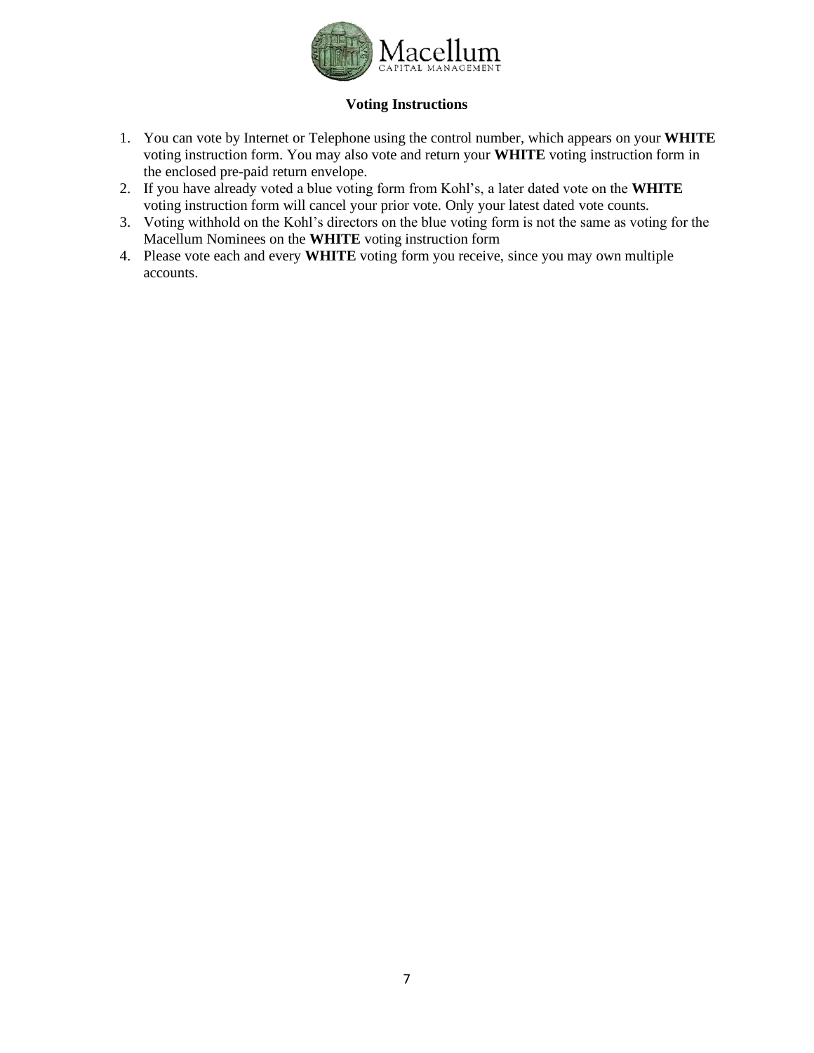**Voting Instructions**

1. You can vote by Internet or Telephone using the control number, which appears on your **WHITE** voting instruction form. You may also vote and return your **WHITE** voting instruction form in the enclosed pre-paid return envelope.
2. If you have already voted a blue voting form from Kohl's, a later dated vote on the **WHITE** voting instruction form will cancel your prior vote. Only your latest dated vote counts.
3. Voting withhold on the Kohl's directors on the blue voting form is not the same as voting for the Macellum Nominees on the **WHITE** voting instruction form
4. Please vote each and every **WHITE** voting form you receive, since you may own multiple accounts.